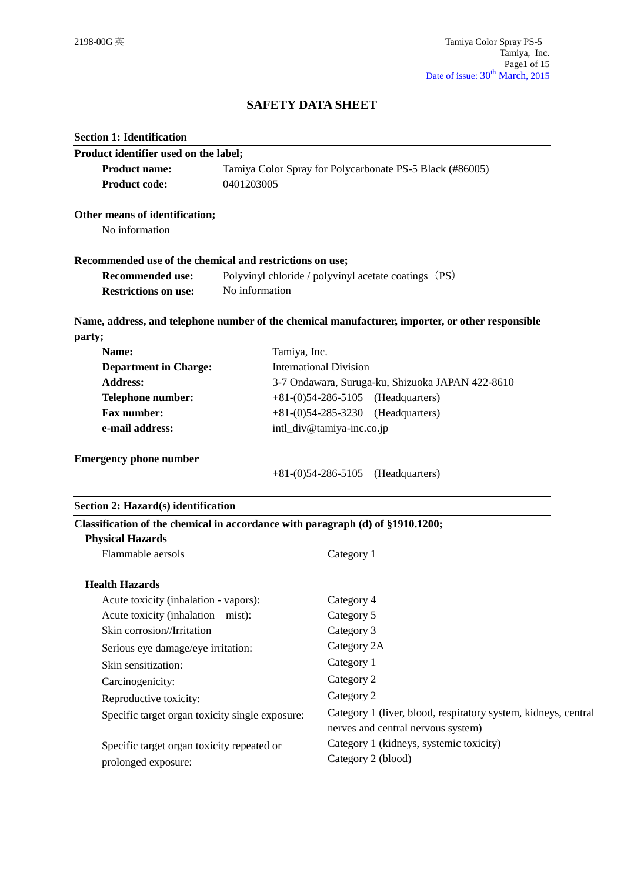# SAFETY DATA SHEET

## Section 1: Identification

**Product identifier used on the label;**

| | |
|---|---|
| **Product name:** | Tamiya Color Spray for Polycarbonate PS-5 Black (#86005) |
| **Product code:** | 0401203005 |

**Other means of identification;**

No information

**Recommended use of the chemical and restrictions on use;**

| | |
|---|---|
| **Recommended use:** | Polyvinyl chloride / polyvinyl acetate coatings（PS） |
| **Restrictions on use:** | No information |

**Name, address, and telephone number of the chemical manufacturer, importer, or other responsible party;**

| | |
|---|---|
| **Name:** | Tamiya, Inc. |
| **Department in Charge:** | International Division |
| **Address:** | 3-7 Ondawara, Suruga-ku, Shizuoka JAPAN 422-8610 |
| **Telephone number:** | +81-(0)54-286-5105 (Headquarters) |
| **Fax number:** | +81-(0)54-285-3230 (Headquarters) |
| **e-mail address:** | intl_div@tamiya-inc.co.jp |

**Emergency phone number**

+81-(0)54-286-5105 (Headquarters)

## Section 2: Hazard(s) identification

**Classification of the chemical in accordance with paragraph (d) of §1910.200;**

**Physical Hazards**

| | |
|---|---|
| Flammable aersols | Category 1 |

**Health Hazards**

| | |
|---|---|
| Acute toxicity (inhalation - vapors): | Category 4 |
| Acute toxicity (inhalation – mist): | Category 5 |
| Skin corrosion//Irritation | Category 3 |
| Serious eye damage/eye irritation: | Category 2A |
| Skin sensitization: | Category 1 |
| Carcinogenicity: | Category 2 |
| Reproductive toxicity: | Category 2 |
| Specific target organ toxicity single exposure: | Category 1 (liver, blood, respiratory system, kidneys, central nerves and central nervous system) |
| Specific target organ toxicity repeated or prolonged exposure: | Category 1 (kidneys, systemic toxicity)<br>Category 2 (blood) |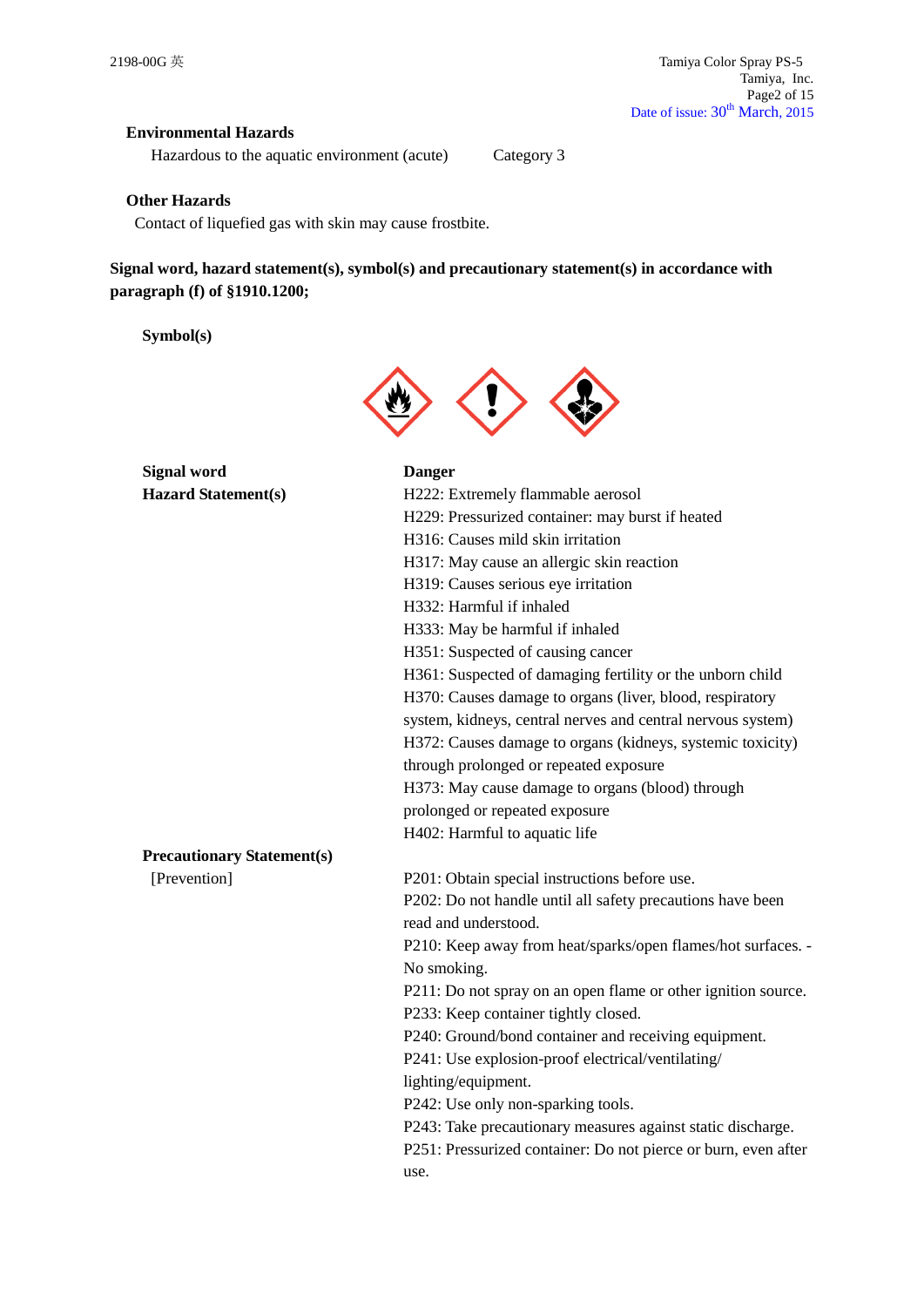**Environmental Hazards**

Hazardous to the aquatic environment (acute) Category 3

**Other Hazards**

Contact of liquefied gas with skin may cause frostbite.

**Signal word, hazard statement(s), symbol(s) and precautionary statement(s) in accordance with paragraph (f) of §1910.1200;**

**Symbol(s)**

**Signal word** **Danger**

**Hazard Statement(s)**

H222: Extremely flammable aerosol
H229: Pressurized container: may burst if heated
H316: Causes mild skin irritation
H317: May cause an allergic skin reaction
H319: Causes serious eye irritation
H332: Harmful if inhaled
H333: May be harmful if inhaled
H351: Suspected of causing cancer
H361: Suspected of damaging fertility or the unborn child
H370: Causes damage to organs (liver, blood, respiratory system, kidneys, central nerves and central nervous system)
H372: Causes damage to organs (kidneys, systemic toxicity) through prolonged or repeated exposure
H373: May cause damage to organs (blood) through prolonged or repeated exposure
H402: Harmful to aquatic life

**Precautionary Statement(s)**

[Prevention]

P201: Obtain special instructions before use.
P202: Do not handle until all safety precautions have been read and understood.
P210: Keep away from heat/sparks/open flames/hot surfaces. - No smoking.
P211: Do not spray on an open flame or other ignition source.
P233: Keep container tightly closed.
P240: Ground/bond container and receiving equipment.
P241: Use explosion-proof electrical/ventilating/lighting/equipment.
P242: Use only non-sparking tools.
P243: Take precautionary measures against static discharge.
P251: Pressurized container: Do not pierce or burn, even after use.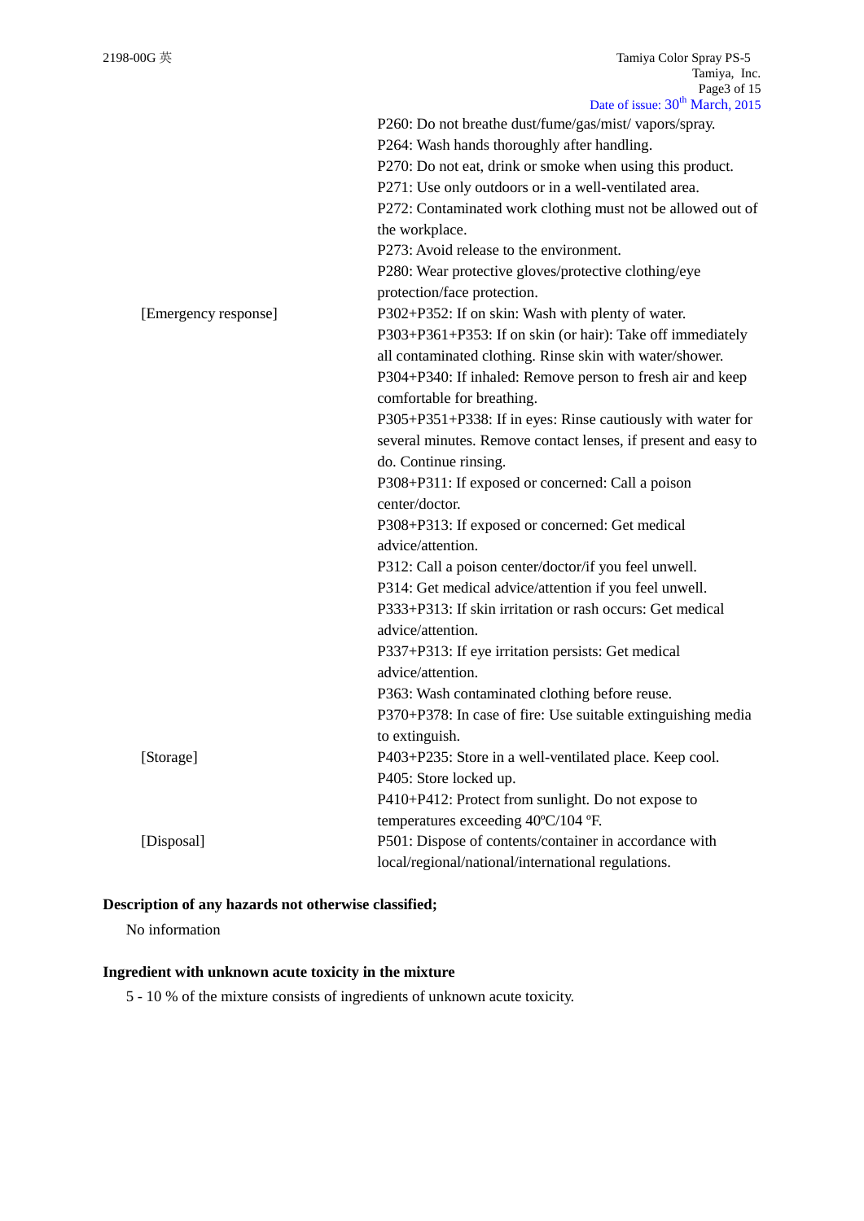| | |
|---|---|
| | P260: Do not breathe dust/fume/gas/mist/ vapors/spray.<br>P264: Wash hands thoroughly after handling.<br>P270: Do not eat, drink or smoke when using this product.<br>P271: Use only outdoors or in a well-ventilated area.<br>P272: Contaminated work clothing must not be allowed out of the workplace.<br>P273: Avoid release to the environment.<br>P280: Wear protective gloves/protective clothing/eye protection/face protection. |
| [Emergency response] | P302+P352: If on skin: Wash with plenty of water.<br>P303+P361+P353: If on skin (or hair): Take off immediately all contaminated clothing. Rinse skin with water/shower.<br>P304+P340: If inhaled: Remove person to fresh air and keep comfortable for breathing.<br>P305+P351+P338: If in eyes: Rinse cautiously with water for several minutes. Remove contact lenses, if present and easy to do. Continue rinsing.<br>P308+P311: If exposed or concerned: Call a poison center/doctor.<br>P308+P313: If exposed or concerned: Get medical advice/attention.<br>P312: Call a poison center/doctor/if you feel unwell.<br>P314: Get medical advice/attention if you feel unwell.<br>P333+P313: If skin irritation or rash occurs: Get medical advice/attention.<br>P337+P313: If eye irritation persists: Get medical advice/attention.<br>P363: Wash contaminated clothing before reuse.<br>P370+P378: In case of fire: Use suitable extinguishing media to extinguish. |
| [Storage] | P403+P235: Store in a well-ventilated place. Keep cool.<br>P405: Store locked up.<br>P410+P412: Protect from sunlight. Do not expose to temperatures exceeding 40ºC/104 ºF. |
| [Disposal] | P501: Dispose of contents/container in accordance with local/regional/national/international regulations. |

**Description of any hazards not otherwise classified;**

No information

**Ingredient with unknown acute toxicity in the mixture**

5 - 10 % of the mixture consists of ingredients of unknown acute toxicity.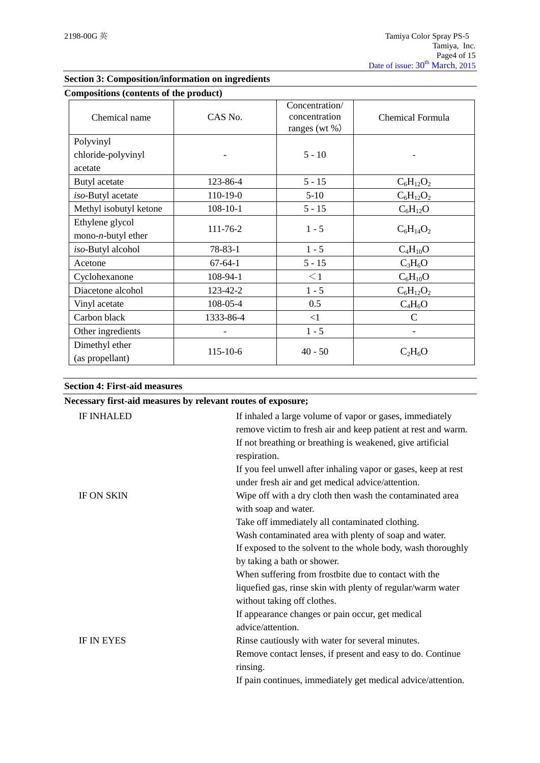## Section 3: Composition/information on ingredients

### Compositions (contents of the product)

| Chemical name | CAS No. | Concentration/ concentration ranges (wt %) | Chemical Formula |
|---|---|---|---|
| Polyvinyl chloride-polyvinyl acetate | - | 5 - 10 | - |
| Butyl acetate | 123-86-4 | 5 - 15 | $C_6H_{12}O_2$ |
| *iso*-Butyl acetate | 110-19-0 | 5-10 | $C_6H_{12}O_2$ |
| Methyl isobutyl ketone | 108-10-1 | 5 - 15 | $C_6H_{12}O$ |
| Ethylene glycol mono-*n*-butyl ether | 111-76-2 | 1 - 5 | $C_6H_{14}O_2$ |
| *iso*-Butyl alcohol | 78-83-1 | 1 - 5 | $C_4H_{10}O$ |
| Acetone | 67-64-1 | 5 - 15 | $C_3H_6O$ |
| Cyclohexanone | 108-94-1 | ＜1 | $C_6H_{10}O$ |
| Diacetone alcohol | 123-42-2 | 1 - 5 | $C_6H_{12}O_2$ |
| Vinyl acetate | 108-05-4 | 0.5 | $C_4H_6O$ |
| Carbon black | 1333-86-4 | <1 | C |
| Other ingredients | - | 1 - 5 | - |
| Dimethyl ether (as propellant) | 115-10-6 | 40 - 50 | $C_2H_6O$ |

## Section 4: First-aid measures

### Necessary first-aid measures by relevant routes of exposure;

**IF INHALED**

If inhaled a large volume of vapor or gases, immediately remove victim to fresh air and keep patient at rest and warm.
If not breathing or breathing is weakened, give artificial respiration.
If you feel unwell after inhaling vapor or gases, keep at rest under fresh air and get medical advice/attention.

**IF ON SKIN**

Wipe off with a dry cloth then wash the contaminated area with soap and water.
Take off immediately all contaminated clothing.
Wash contaminated area with plenty of soap and water.
If exposed to the solvent to the whole body, wash thoroughly by taking a bath or shower.
When suffering from frostbite due to contact with the liquefied gas, rinse skin with plenty of regular/warm water without taking off clothes.
If appearance changes or pain occur, get medical advice/attention.

**IF IN EYES**

Rinse cautiously with water for several minutes.
Remove contact lenses, if present and easy to do. Continue rinsing.
If pain continues, immediately get medical advice/attention.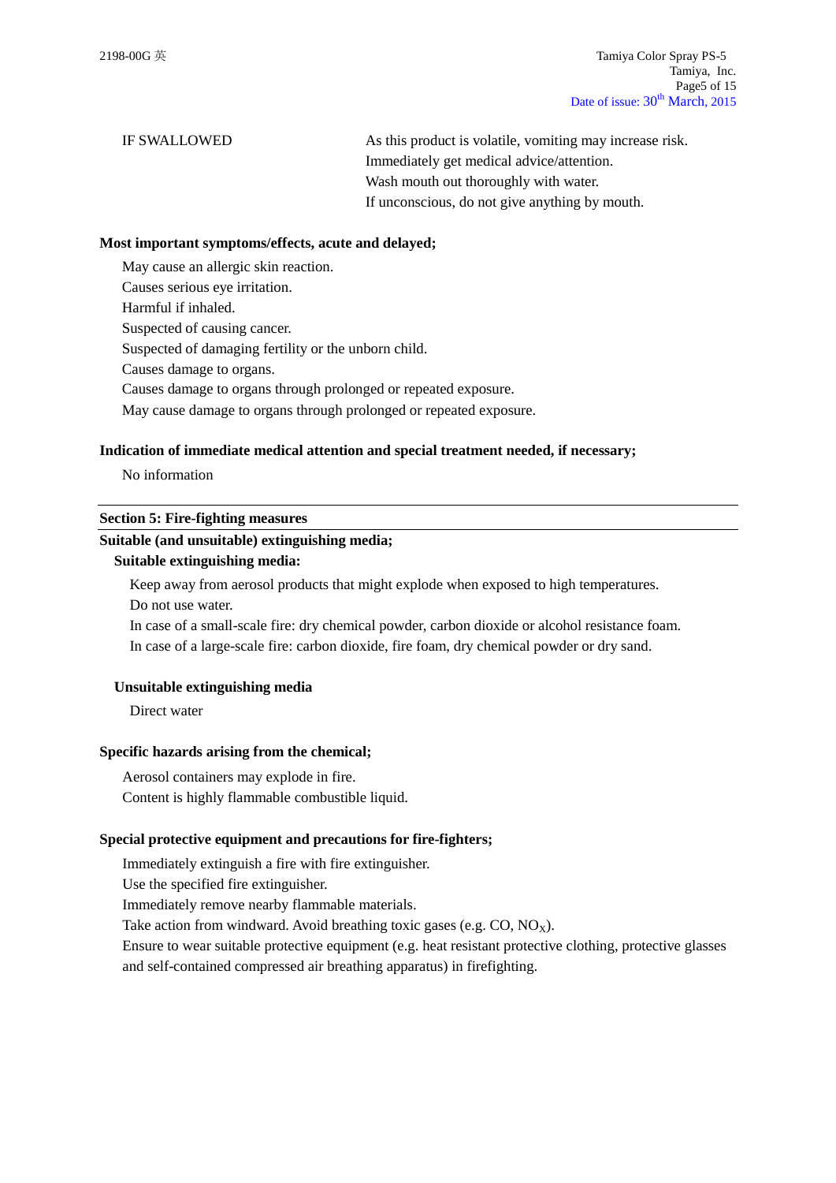| IF SWALLOWED | As this product is volatile, vomiting may increase risk. Immediately get medical advice/attention. Wash mouth out thoroughly with water. If unconscious, do not give anything by mouth. |
|---|---|

**Most important symptoms/effects, acute and delayed;**

May cause an allergic skin reaction.
Causes serious eye irritation.
Harmful if inhaled.
Suspected of causing cancer.
Suspected of damaging fertility or the unborn child.
Causes damage to organs.
Causes damage to organs through prolonged or repeated exposure.
May cause damage to organs through prolonged or repeated exposure.

**Indication of immediate medical attention and special treatment needed, if necessary;**

No information

## Section 5: Fire-fighting measures

**Suitable (and unsuitable) extinguishing media;**

**Suitable extinguishing media:**

Keep away from aerosol products that might explode when exposed to high temperatures.
Do not use water.
In case of a small-scale fire: dry chemical powder, carbon dioxide or alcohol resistance foam.
In case of a large-scale fire: carbon dioxide, fire foam, dry chemical powder or dry sand.

**Unsuitable extinguishing media**

Direct water

**Specific hazards arising from the chemical;**

Aerosol containers may explode in fire.
Content is highly flammable combustible liquid.

**Special protective equipment and precautions for fire-fighters;**

Immediately extinguish a fire with fire extinguisher.
Use the specified fire extinguisher.
Immediately remove nearby flammable materials.
Take action from windward. Avoid breathing toxic gases (e.g. CO, $NO_X$).
Ensure to wear suitable protective equipment (e.g. heat resistant protective clothing, protective glasses and self-contained compressed air breathing apparatus) in firefighting.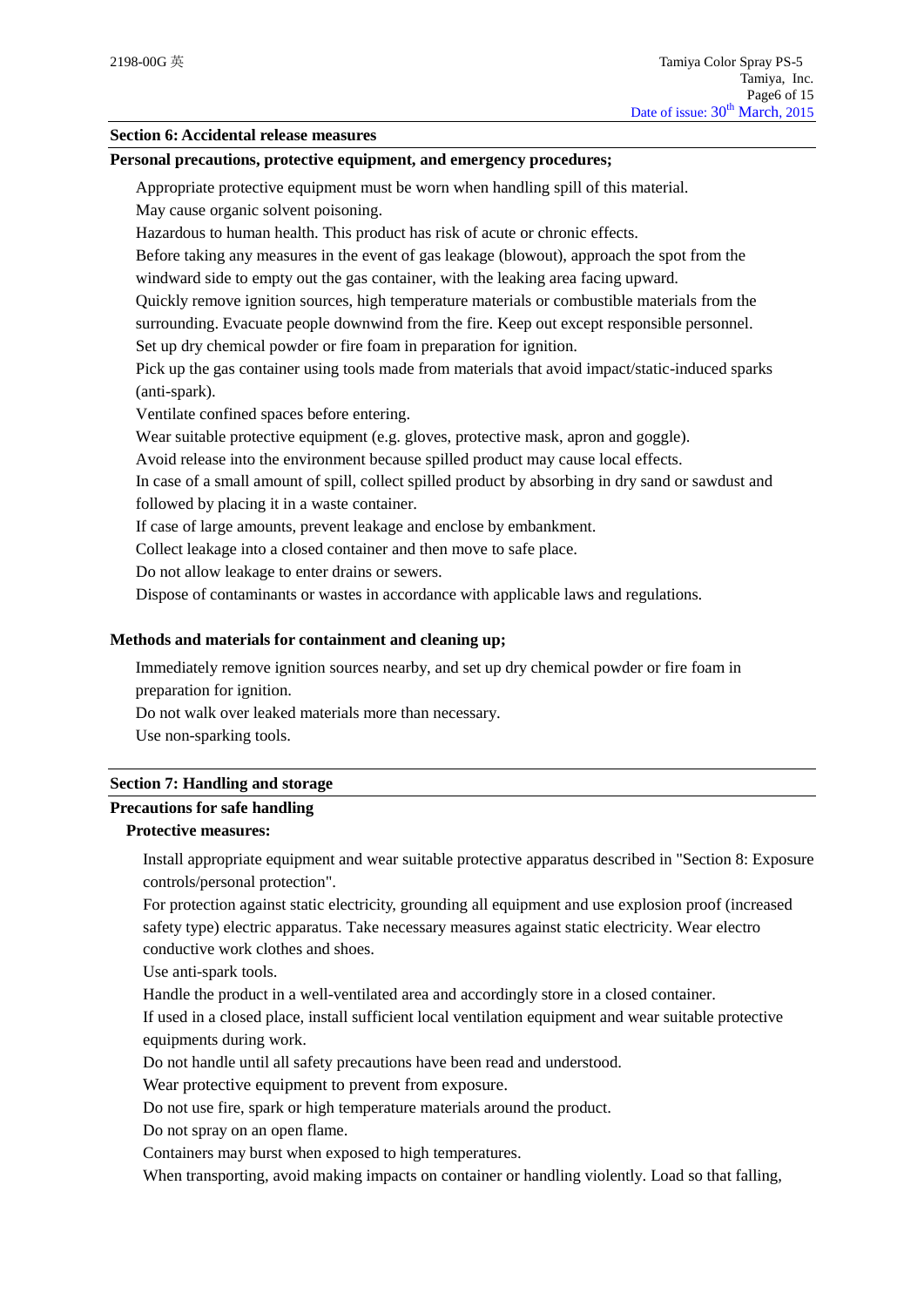## Section 6: Accidental release measures

**Personal precautions, protective equipment, and emergency procedures;**

Appropriate protective equipment must be worn when handling spill of this material.
May cause organic solvent poisoning.
Hazardous to human health. This product has risk of acute or chronic effects.
Before taking any measures in the event of gas leakage (blowout), approach the spot from the windward side to empty out the gas container, with the leaking area facing upward.
Quickly remove ignition sources, high temperature materials or combustible materials from the surrounding. Evacuate people downwind from the fire. Keep out except responsible personnel.
Set up dry chemical powder or fire foam in preparation for ignition.
Pick up the gas container using tools made from materials that avoid impact/static-induced sparks (anti-spark).
Ventilate confined spaces before entering.
Wear suitable protective equipment (e.g. gloves, protective mask, apron and goggle).
Avoid release into the environment because spilled product may cause local effects.
In case of a small amount of spill, collect spilled product by absorbing in dry sand or sawdust and followed by placing it in a waste container.
If case of large amounts, prevent leakage and enclose by embankment.
Collect leakage into a closed container and then move to safe place.
Do not allow leakage to enter drains or sewers.
Dispose of contaminants or wastes in accordance with applicable laws and regulations.

**Methods and materials for containment and cleaning up;**

Immediately remove ignition sources nearby, and set up dry chemical powder or fire foam in preparation for ignition.
Do not walk over leaked materials more than necessary.
Use non-sparking tools.

## Section 7: Handling and storage

**Precautions for safe handling**

**Protective measures:**

Install appropriate equipment and wear suitable protective apparatus described in "Section 8: Exposure controls/personal protection".
For protection against static electricity, grounding all equipment and use explosion proof (increased safety type) electric apparatus. Take necessary measures against static electricity. Wear electro conductive work clothes and shoes.
Use anti-spark tools.
Handle the product in a well-ventilated area and accordingly store in a closed container.
If used in a closed place, install sufficient local ventilation equipment and wear suitable protective equipments during work.
Do not handle until all safety precautions have been read and understood.
Wear protective equipment to prevent from exposure.
Do not use fire, spark or high temperature materials around the product.
Do not spray on an open flame.
Containers may burst when exposed to high temperatures.
When transporting, avoid making impacts on container or handling violently. Load so that falling,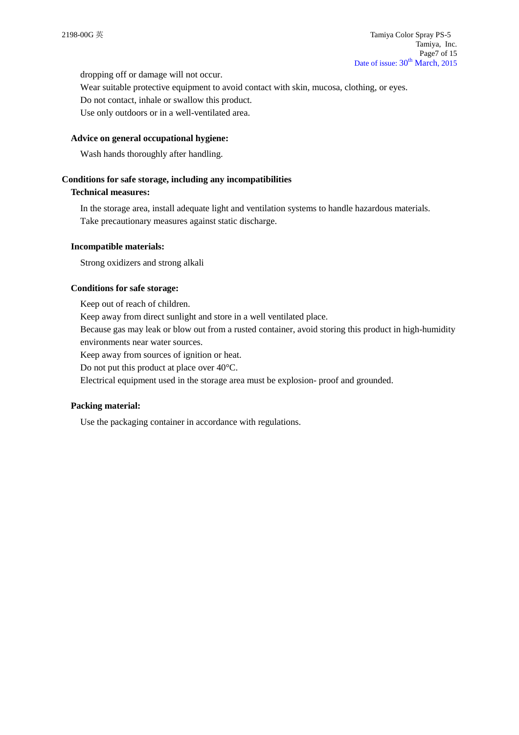dropping off or damage will not occur.

Wear suitable protective equipment to avoid contact with skin, mucosa, clothing, or eyes.

Do not contact, inhale or swallow this product.

Use only outdoors or in a well-ventilated area.

### Advice on general occupational hygiene:

Wash hands thoroughly after handling.

## Conditions for safe storage, including any incompatibilities

### Technical measures:

In the storage area, install adequate light and ventilation systems to handle hazardous materials.

Take precautionary measures against static discharge.

### Incompatible materials:

Strong oxidizers and strong alkali

### Conditions for safe storage:

Keep out of reach of children.

Keep away from direct sunlight and store in a well ventilated place.

Because gas may leak or blow out from a rusted container, avoid storing this product in high-humidity environments near water sources.

Keep away from sources of ignition or heat.

Do not put this product at place over 40°C.

Electrical equipment used in the storage area must be explosion- proof and grounded.

### Packing material:

Use the packaging container in accordance with regulations.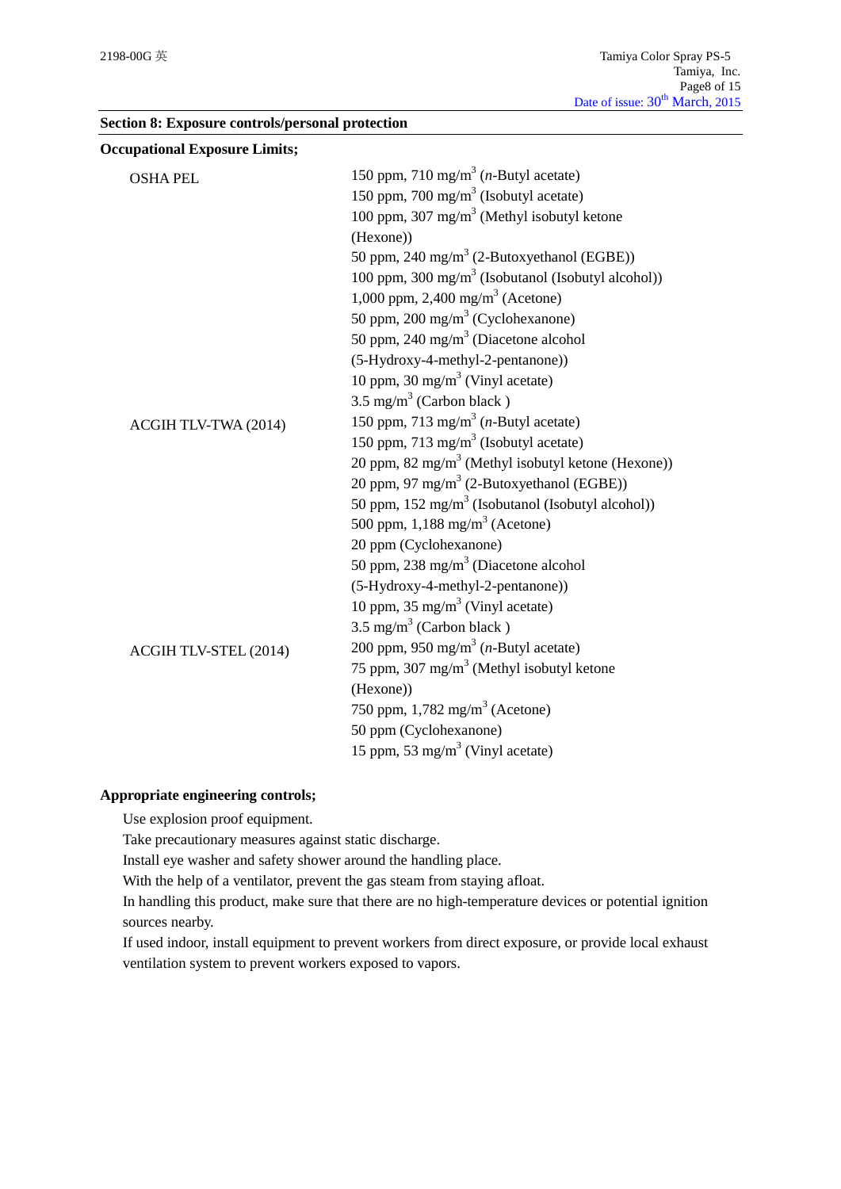## Section 8: Exposure controls/personal protection

**Occupational Exposure Limits;**

| | |
|---|---|
| OSHA PEL | 150 ppm, 710 mg/m$^3$ (*n*-Butyl acetate)<br>150 ppm, 700 mg/m$^3$ (Isobutyl acetate)<br>100 ppm, 307 mg/m$^3$ (Methyl isobutyl ketone (Hexone))<br>50 ppm, 240 mg/m$^3$ (2-Butoxyethanol (EGBE))<br>100 ppm, 300 mg/m$^3$ (Isobutanol (Isobutyl alcohol))<br>1,000 ppm, 2,400 mg/m$^3$ (Acetone)<br>50 ppm, 200 mg/m$^3$ (Cyclohexanone)<br>50 ppm, 240 mg/m$^3$ (Diacetone alcohol (5-Hydroxy-4-methyl-2-pentanone))<br>10 ppm, 30 mg/m$^3$ (Vinyl acetate)<br>3.5 mg/m$^3$ (Carbon black ) |
| ACGIH TLV-TWA (2014) | 150 ppm, 713 mg/m$^3$ (*n*-Butyl acetate)<br>150 ppm, 713 mg/m$^3$ (Isobutyl acetate)<br>20 ppm, 82 mg/m$^3$ (Methyl isobutyl ketone (Hexone))<br>20 ppm, 97 mg/m$^3$ (2-Butoxyethanol (EGBE))<br>50 ppm, 152 mg/m$^3$ (Isobutanol (Isobutyl alcohol))<br>500 ppm, 1,188 mg/m$^3$ (Acetone)<br>20 ppm (Cyclohexanone)<br>50 ppm, 238 mg/m$^3$ (Diacetone alcohol (5-Hydroxy-4-methyl-2-pentanone))<br>10 ppm, 35 mg/m$^3$ (Vinyl acetate)<br>3.5 mg/m$^3$ (Carbon black ) |
| ACGIH TLV-STEL (2014) | 200 ppm, 950 mg/m$^3$ (*n*-Butyl acetate)<br>75 ppm, 307 mg/m$^3$ (Methyl isobutyl ketone (Hexone))<br>750 ppm, 1,782 mg/m$^3$ (Acetone)<br>50 ppm (Cyclohexanone)<br>15 ppm, 53 mg/m$^3$ (Vinyl acetate) |

**Appropriate engineering controls;**

Use explosion proof equipment.
Take precautionary measures against static discharge.
Install eye washer and safety shower around the handling place.
With the help of a ventilator, prevent the gas steam from staying afloat.
In handling this product, make sure that there are no high-temperature devices or potential ignition sources nearby.
If used indoor, install equipment to prevent workers from direct exposure, or provide local exhaust ventilation system to prevent workers exposed to vapors.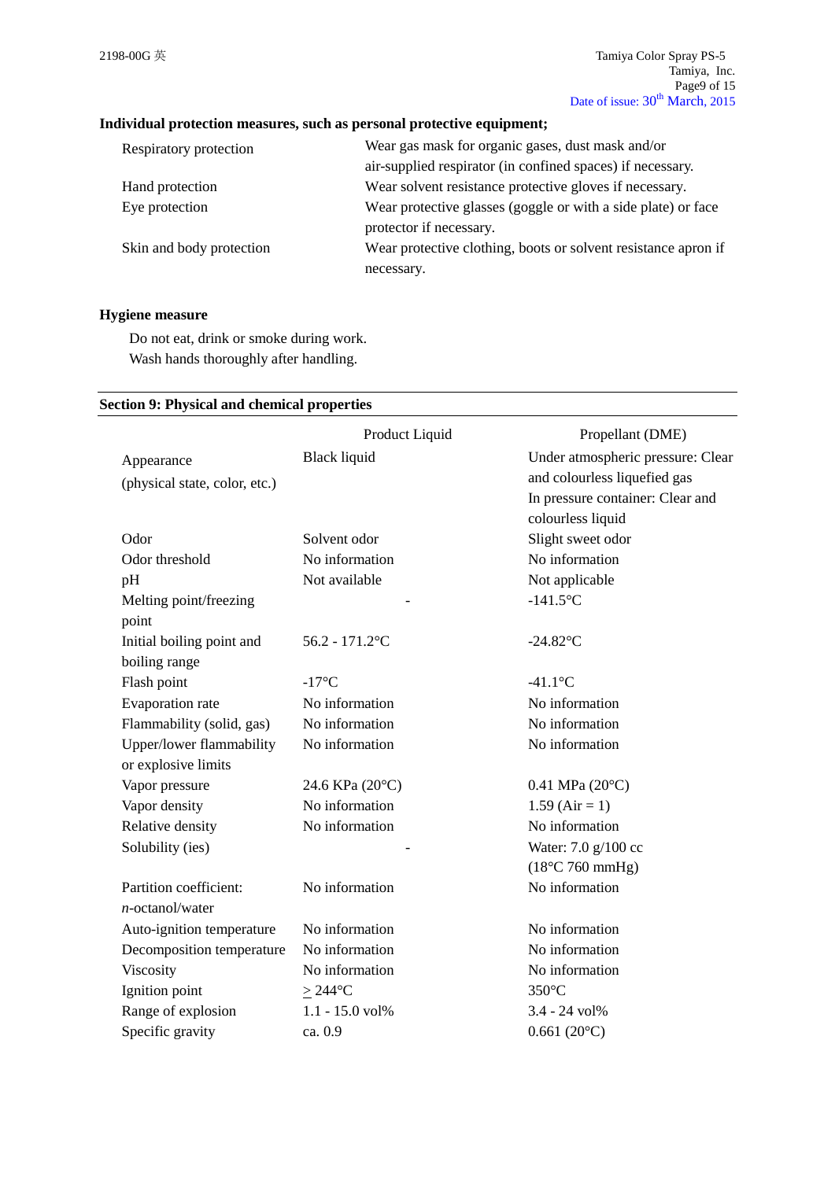**Individual protection measures, such as personal protective equipment;**

| | |
|---|---|
| Respiratory protection | Wear gas mask for organic gases, dust mask and/or air-supplied respirator (in confined spaces) if necessary. |
| Hand protection | Wear solvent resistance protective gloves if necessary. |
| Eye protection | Wear protective glasses (goggle or with a side plate) or face protector if necessary. |
| Skin and body protection | Wear protective clothing, boots or solvent resistance apron if necessary. |

**Hygiene measure**

Do not eat, drink or smoke during work.
Wash hands thoroughly after handling.

## Section 9: Physical and chemical properties

| | Product Liquid | Propellant (DME) |
|---|---|---|
| Appearance (physical state, color, etc.) | Black liquid | Under atmospheric pressure: Clear and colourless liquefied gas<br>In pressure container: Clear and colourless liquid |
| Odor | Solvent odor | Slight sweet odor |
| Odor threshold | No information | No information |
| pH | Not available | Not applicable |
| Melting point/freezing point | - | -141.5°C |
| Initial boiling point and boiling range | 56.2 - 171.2°C | -24.82°C |
| Flash point | -17°C | -41.1°C |
| Evaporation rate | No information | No information |
| Flammability (solid, gas) | No information | No information |
| Upper/lower flammability or explosive limits | No information | No information |
| Vapor pressure | 24.6 KPa (20°C) | 0.41 MPa (20°C) |
| Vapor density | No information | 1.59 (Air = 1) |
| Relative density | No information | No information |
| Solubility (ies) | - | Water: 7.0 g/100 cc (18°C 760 mmHg) |
| Partition coefficient: *n*-octanol/water | No information | No information |
| Auto-ignition temperature | No information | No information |
| Decomposition temperature | No information | No information |
| Viscosity | No information | No information |
| Ignition point | $\geq$ 244°C | 350°C |
| Range of explosion | 1.1 - 15.0 vol% | 3.4 - 24 vol% |
| Specific gravity | ca. 0.9 | 0.661 (20°C) |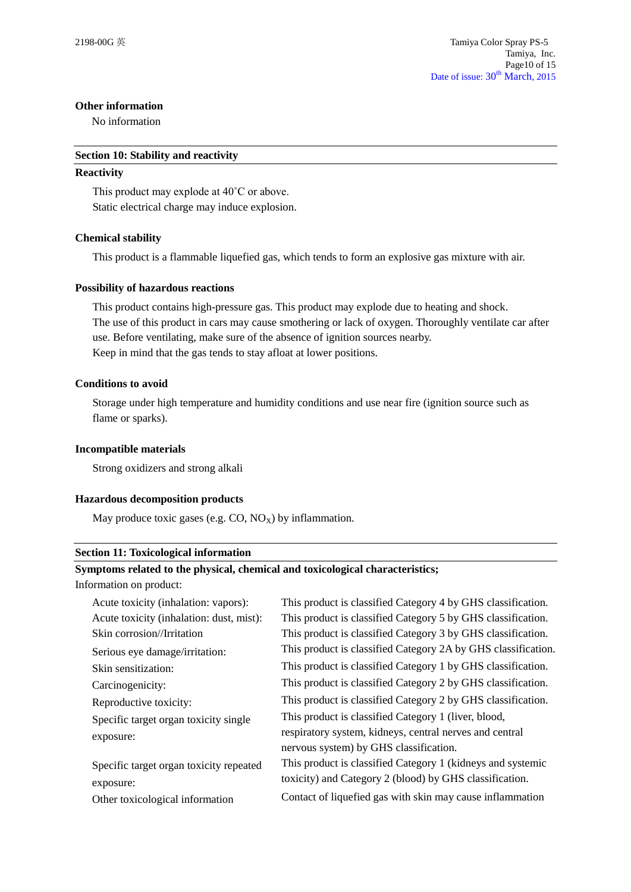**Other information**

No information

## Section 10: Stability and reactivity

**Reactivity**

This product may explode at 40˚C or above.
Static electrical charge may induce explosion.

**Chemical stability**

This product is a flammable liquefied gas, which tends to form an explosive gas mixture with air.

**Possibility of hazardous reactions**

This product contains high-pressure gas. This product may explode due to heating and shock.
The use of this product in cars may cause smothering or lack of oxygen. Thoroughly ventilate car after use. Before ventilating, make sure of the absence of ignition sources nearby.
Keep in mind that the gas tends to stay afloat at lower positions.

**Conditions to avoid**

Storage under high temperature and humidity conditions and use near fire (ignition source such as flame or sparks).

**Incompatible materials**

Strong oxidizers and strong alkali

**Hazardous decomposition products**

May produce toxic gases (e.g. CO, $NO_X$) by inflammation.

## Section 11: Toxicological information

**Symptoms related to the physical, chemical and toxicological characteristics;**

Information on product:

| | |
|---|---|
| Acute toxicity (inhalation: vapors): | This product is classified Category 4 by GHS classification. |
| Acute toxicity (inhalation: dust, mist): | This product is classified Category 5 by GHS classification. |
| Skin corrosion//Irritation | This product is classified Category 3 by GHS classification. |
| Serious eye damage/irritation: | This product is classified Category 2A by GHS classification. |
| Skin sensitization: | This product is classified Category 1 by GHS classification. |
| Carcinogenicity: | This product is classified Category 2 by GHS classification. |
| Reproductive toxicity: | This product is classified Category 2 by GHS classification. |
| Specific target organ toxicity single exposure: | This product is classified Category 1 (liver, blood, respiratory system, kidneys, central nerves and central nervous system) by GHS classification. |
| Specific target organ toxicity repeated exposure: | This product is classified Category 1 (kidneys and systemic toxicity) and Category 2 (blood) by GHS classification. |
| Other toxicological information | Contact of liquefied gas with skin may cause inflammation |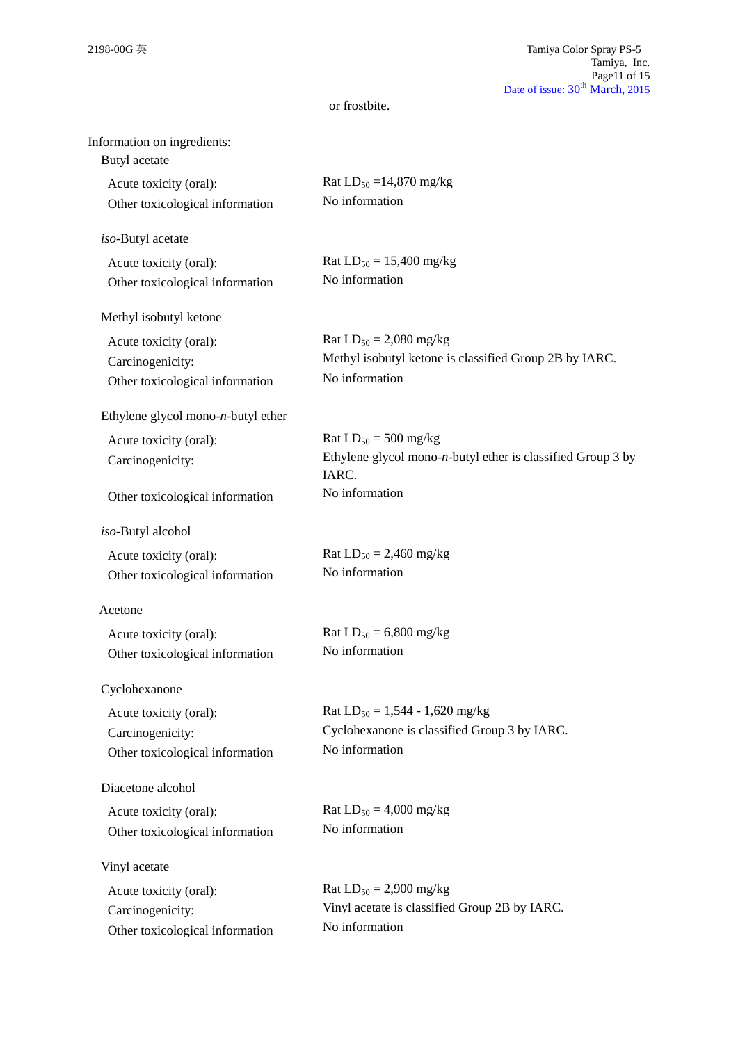or frostbite.

Information on ingredients:

Butyl acetate

| | |
|---|---|
| Acute toxicity (oral): | Rat $LD_{50}$ =14,870 mg/kg |
| Other toxicological information | No information |

*iso*-Butyl acetate

| | |
|---|---|
| Acute toxicity (oral): | Rat $LD_{50}$ = 15,400 mg/kg |
| Other toxicological information | No information |

Methyl isobutyl ketone

| | |
|---|---|
| Acute toxicity (oral): | Rat $LD_{50}$ = 2,080 mg/kg |
| Carcinogenicity: | Methyl isobutyl ketone is classified Group 2B by IARC. |
| Other toxicological information | No information |

Ethylene glycol mono-*n*-butyl ether

| | |
|---|---|
| Acute toxicity (oral): | Rat $LD_{50}$ = 500 mg/kg |
| Carcinogenicity: | Ethylene glycol mono-*n*-butyl ether is classified Group 3 by IARC. |
| Other toxicological information | No information |

*iso*-Butyl alcohol

| | |
|---|---|
| Acute toxicity (oral): | Rat $LD_{50}$ = 2,460 mg/kg |
| Other toxicological information | No information |

Acetone

| | |
|---|---|
| Acute toxicity (oral): | Rat $LD_{50}$ = 6,800 mg/kg |
| Other toxicological information | No information |

Cyclohexanone

| | |
|---|---|
| Acute toxicity (oral): | Rat $LD_{50}$ = 1,544 - 1,620 mg/kg |
| Carcinogenicity: | Cyclohexanone is classified Group 3 by IARC. |
| Other toxicological information | No information |

Diacetone alcohol

| | |
|---|---|
| Acute toxicity (oral): | Rat $LD_{50}$ = 4,000 mg/kg |
| Other toxicological information | No information |

Vinyl acetate

| | |
|---|---|
| Acute toxicity (oral): | Rat $LD_{50}$ = 2,900 mg/kg |
| Carcinogenicity: | Vinyl acetate is classified Group 2B by IARC. |
| Other toxicological information | No information |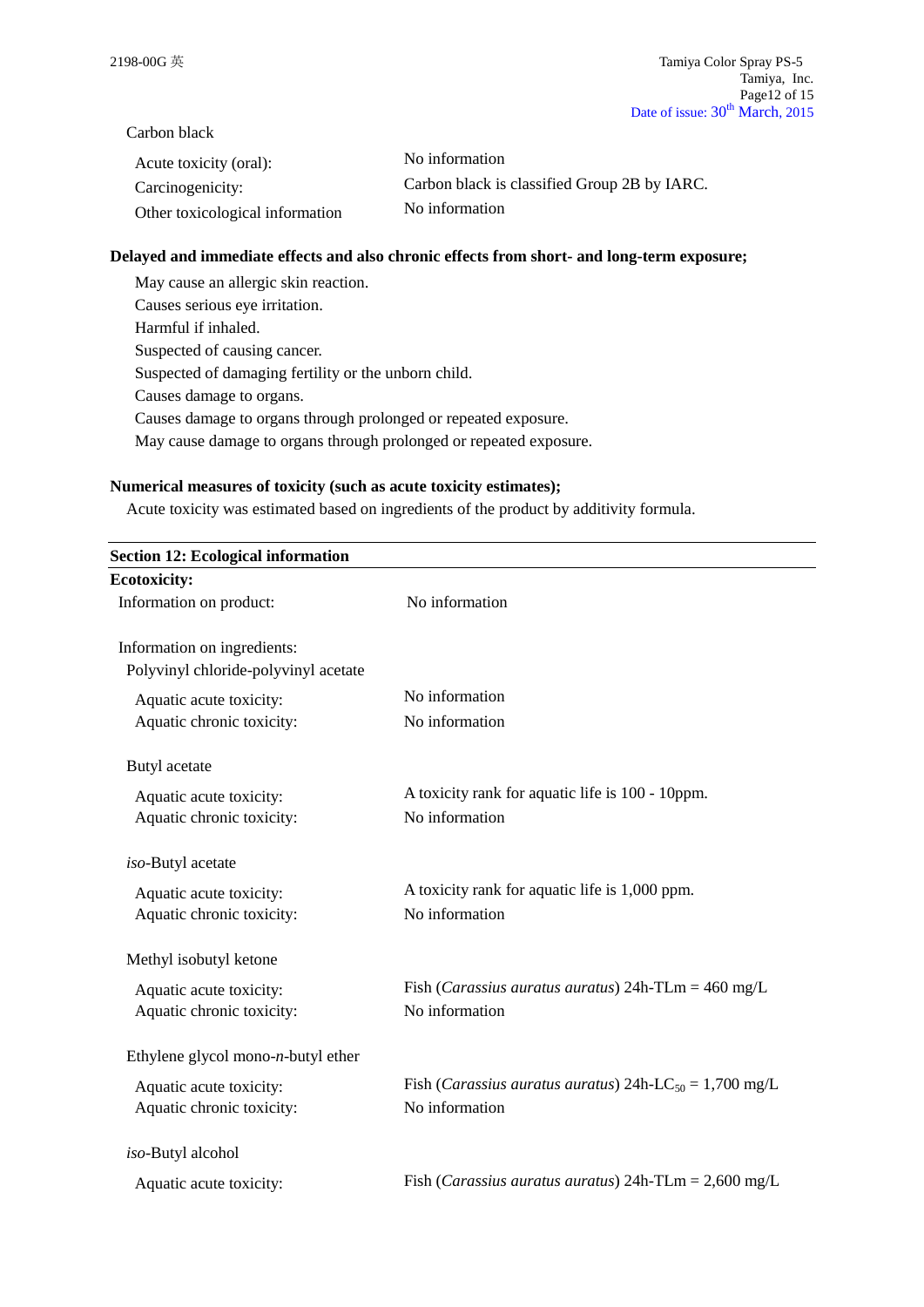Carbon black

| | |
|---|---|
| Acute toxicity (oral): | No information |
| Carcinogenicity: | Carbon black is classified Group 2B by IARC. |
| Other toxicological information | No information |

**Delayed and immediate effects and also chronic effects from short- and long-term exposure;**

May cause an allergic skin reaction.
Causes serious eye irritation.
Harmful if inhaled.
Suspected of causing cancer.
Suspected of damaging fertility or the unborn child.
Causes damage to organs.
Causes damage to organs through prolonged or repeated exposure.
May cause damage to organs through prolonged or repeated exposure.

**Numerical measures of toxicity (such as acute toxicity estimates);**

Acute toxicity was estimated based on ingredients of the product by additivity formula.

## Section 12: Ecological information

**Ecotoxicity:**

| | |
|---|---|
| Information on product: | No information |

Information on ingredients:

Polyvinyl chloride-polyvinyl acetate

| | |
|---|---|
| Aquatic acute toxicity: | No information |
| Aquatic chronic toxicity: | No information |

Butyl acetate

| | |
|---|---|
| Aquatic acute toxicity: | A toxicity rank for aquatic life is 100 - 10ppm. |
| Aquatic chronic toxicity: | No information |

*iso*-Butyl acetate

| | |
|---|---|
| Aquatic acute toxicity: | A toxicity rank for aquatic life is 1,000 ppm. |
| Aquatic chronic toxicity: | No information |

Methyl isobutyl ketone

| | |
|---|---|
| Aquatic acute toxicity: | Fish (*Carassius auratus auratus*) 24h-TLm = 460 mg/L |
| Aquatic chronic toxicity: | No information |

Ethylene glycol mono-*n*-butyl ether

| | |
|---|---|
| Aquatic acute toxicity: | Fish (*Carassius auratus auratus*) 24h-$LC_{50}$ = 1,700 mg/L |
| Aquatic chronic toxicity: | No information |

*iso*-Butyl alcohol

| | |
|---|---|
| Aquatic acute toxicity: | Fish (*Carassius auratus auratus*) 24h-TLm = 2,600 mg/L |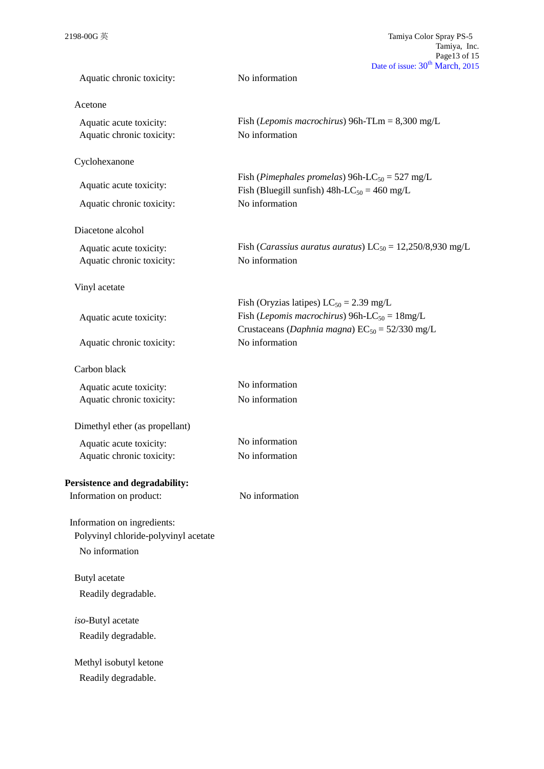Aquatic chronic toxicity: No information

Acetone

Aquatic acute toxicity: Fish (*Lepomis macrochirus*) 96h-TLm = 8,300 mg/L
Aquatic chronic toxicity: No information

Cyclohexanone

Aquatic acute toxicity: Fish (*Pimephales promelas*) 96h-$LC_{50}$ = 527 mg/L
Fish (Bluegill sunfish) 48h-$LC_{50}$ = 460 mg/L
Aquatic chronic toxicity: No information

Diacetone alcohol

Aquatic acute toxicity: Fish (*Carassius auratus auratus*) $LC_{50}$ = 12,250/8,930 mg/L
Aquatic chronic toxicity: No information

Vinyl acetate

Aquatic acute toxicity: Fish (Oryzias latipes) $LC_{50}$ = 2.39 mg/L
Fish (*Lepomis macrochirus*) 96h-$LC_{50}$ = 18mg/L
Crustaceans (*Daphnia magna*) $EC_{50}$ = 52/330 mg/L
Aquatic chronic toxicity: No information

Carbon black

Aquatic acute toxicity: No information
Aquatic chronic toxicity: No information

Dimethyl ether (as propellant)

Aquatic acute toxicity: No information
Aquatic chronic toxicity: No information

**Persistence and degradability:**

Information on product: No information

Information on ingredients:

Polyvinyl chloride-polyvinyl acetate

No information

Butyl acetate

Readily degradable.

*iso*-Butyl acetate

Readily degradable.

Methyl isobutyl ketone

Readily degradable.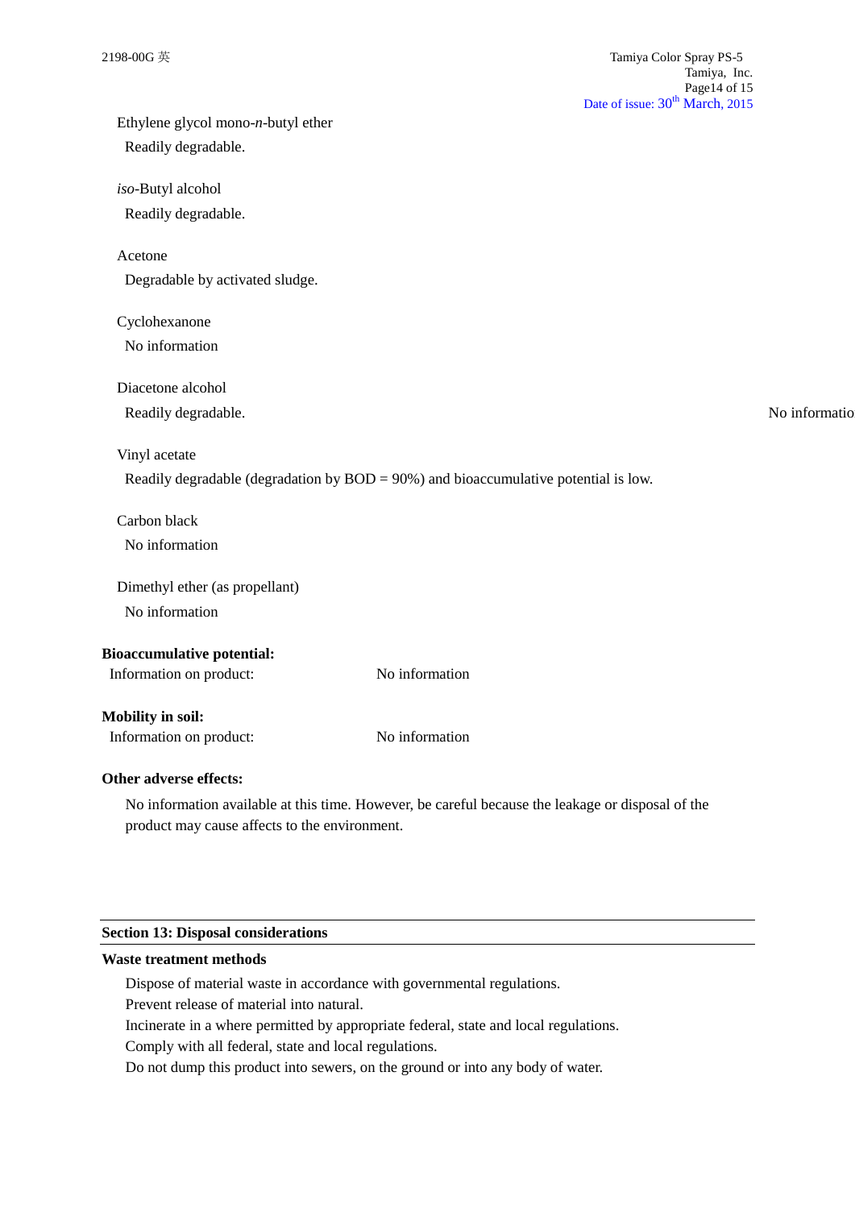Ethylene glycol mono-*n*-butyl ether

Readily degradable.

*iso*-Butyl alcohol

Readily degradable.

Acetone

Degradable by activated sludge.

Cyclohexanone

No information

Diacetone alcohol

Readily degradable.

No informatio

Vinyl acetate

Readily degradable (degradation by BOD = 90%) and bioaccumulative potential is low.

Carbon black

No information

Dimethyl ether (as propellant)

No information

**Bioaccumulative potential:**

Information on product: No information

**Mobility in soil:**

Information on product: No information

**Other adverse effects:**

No information available at this time. However, be careful because the leakage or disposal of the product may cause affects to the environment.

## Section 13: Disposal considerations

**Waste treatment methods**

Dispose of material waste in accordance with governmental regulations.
Prevent release of material into natural.
Incinerate in a where permitted by appropriate federal, state and local regulations.
Comply with all federal, state and local regulations.
Do not dump this product into sewers, on the ground or into any body of water.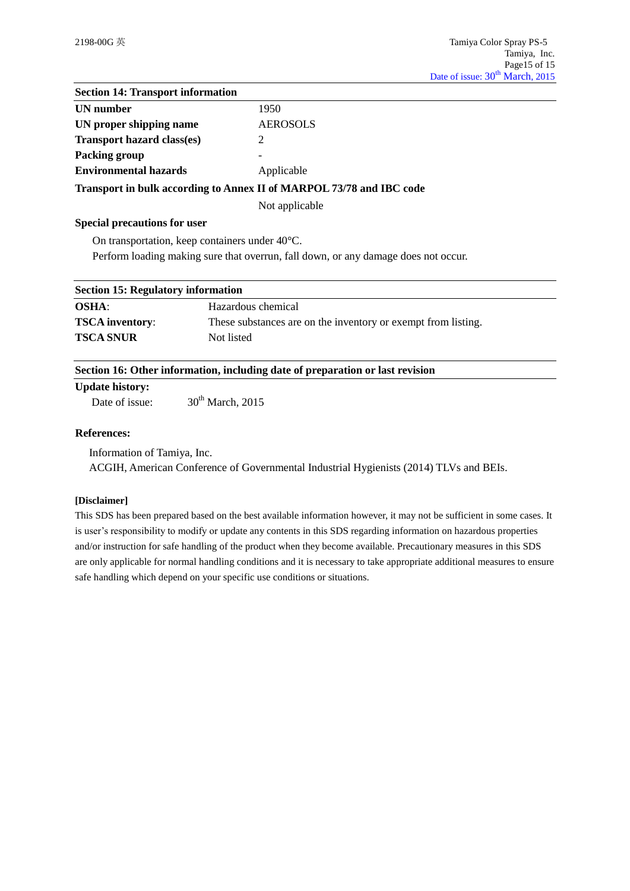## Section 14: Transport information

| | |
|---|---|
| **UN number** | 1950 |
| **UN proper shipping name** | AEROSOLS |
| **Transport hazard class(es)** | 2 |
| **Packing group** | - |
| **Environmental hazards** | Applicable |

**Transport in bulk according to Annex II of MARPOL 73/78 and IBC code**

Not applicable

**Special precautions for user**

On transportation, keep containers under 40°C.
Perform loading making sure that overrun, fall down, or any damage does not occur.

## Section 15: Regulatory information

| | |
|---|---|
| **OSHA**: | Hazardous chemical |
| **TSCA inventory**: | These substances are on the inventory or exempt from listing. |
| **TSCA SNUR** | Not listed |

## Section 16: Other information, including date of preparation or last revision

**Update history:**

Date of issue: 30th March, 2015

**References:**

Information of Tamiya, Inc.
ACGIH, American Conference of Governmental Industrial Hygienists (2014) TLVs and BEIs.

**[Disclaimer]**

This SDS has been prepared based on the best available information however, it may not be sufficient in some cases. It is user's responsibility to modify or update any contents in this SDS regarding information on hazardous properties and/or instruction for safe handling of the product when they become available. Precautionary measures in this SDS are only applicable for normal handling conditions and it is necessary to take appropriate additional measures to ensure safe handling which depend on your specific use conditions or situations.